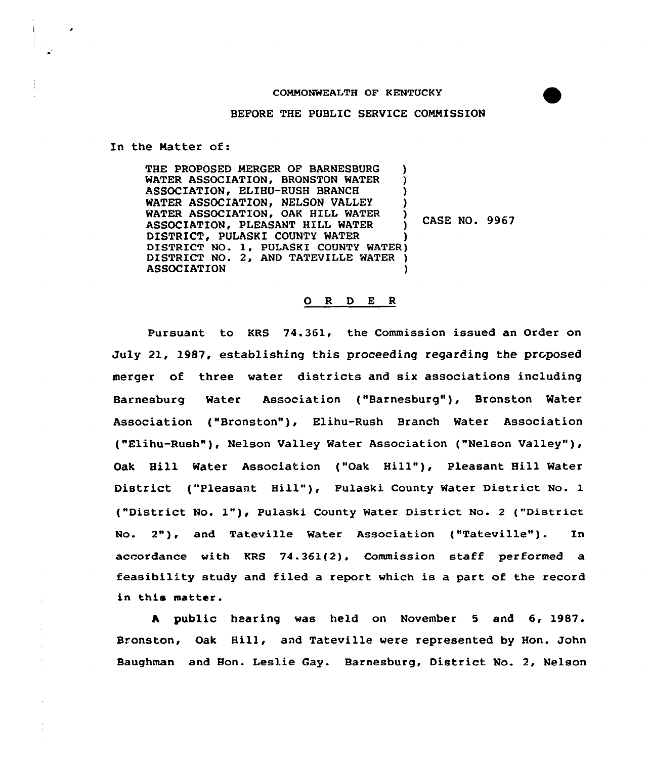COMMONWEALTH OF KENTUCKY

BEFORE THE PUBLIC SERVICE COMMISSION

In the Matter of:

| | |
|---|---|
| THE PROPOSED MERGER OF BARNESBURG WATER ASSOCIATION, BRONSTON WATER ASSOCIATION, ELIHU-RUSH BRANCH WATER ASSOCIATION, NELSON VALLEY WATER ASSOCIATION, OAK HILL WATER ASSOCIATION, PLEASANT HILL WATER DISTRICT, PULASKI COUNTY WATER DISTRICT NO. 1, PULASKI COUNTY WATER DISTRICT NO. 2, AND TATEVILLE WATER ASSOCIATION | CASE NO. 9967 |

O R D E R

Pursuant to KRS 74.361, the Commission issued an Order on July 21, 1987, establishing this proceeding regarding the proposed merger of three water districts and six associations including Barnesburg Water Association ("Barnesburg"), Bronston Water Association ("Bronston"), Elihu-Rush Branch Water Association ("Elihu-Rush"), Nelson Valley Water Association ("Nelson Valley"), Oak Hill Water Association ("Oak Hill"), Pleasant Hill Water District ("Pleasant Hill"), Pulaski County Water District No. 1 ("District No. 1"), Pulaski County Water District No. 2 ("District No. 2"), and Tateville Water Association ("Tateville"). In accordance with KRS 74.361(2), Commission staff performed a feasibility study and filed a report which is a part of the record in this matter.

A public hearing was held on November 5 and 6, 1987. Bronston, Oak Hill, and Tateville were represented by Hon. John Baughman and Hon. Leslie Gay. Barnesburg, District No. 2, Nelson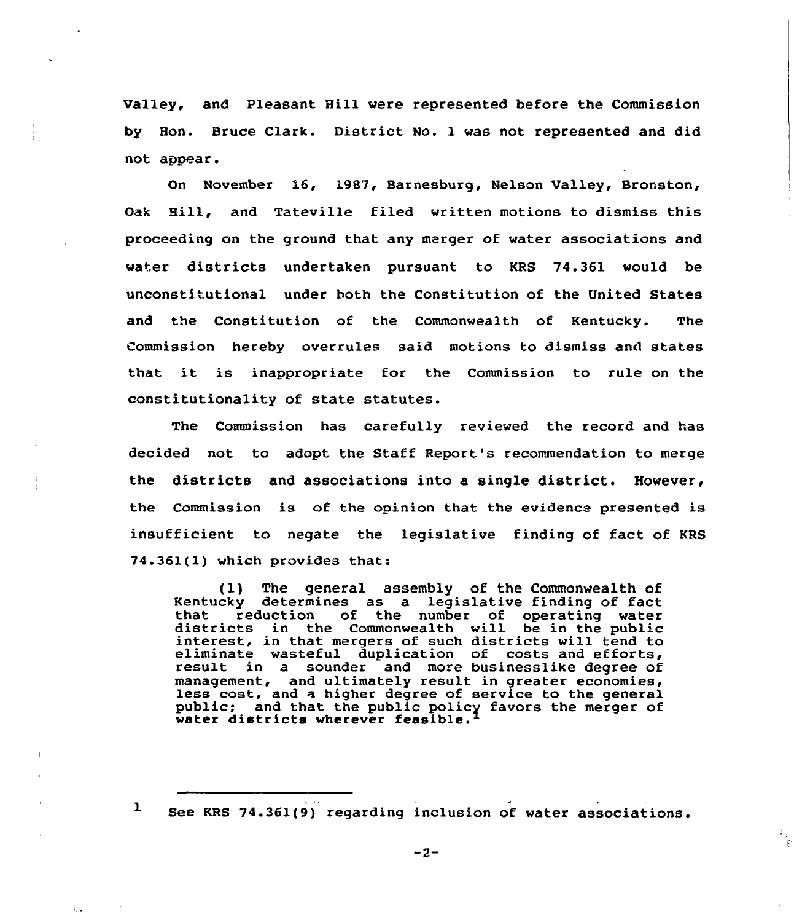Valley, and Pleasant Hill were represented before the Commission by Hon. Bruce Clark. District No. 1 was not represented and did not appear.

On November 16, 1987, Barnesburg, Nelson Valley, Bronston, Oak Hill, and Tateville filed written motions to dismiss this proceeding on the ground that any merger of water associations and water districts undertaken pursuant to KRS 74.361 would be unconstitutional under both the Constitution of the United States and the Constitution of the Commonwealth of Kentucky. The Commission hereby overrules said motions to dismiss and states that it is inappropriate for the Commission to rule on the constitutionality of state statutes.

The Commission has carefully reviewed the record and has decided not to adopt the Staff Report's recommendation to merge the districts and associations into a single district. However, the Commission is of the opinion that the evidence presented is insufficient to negate the legislative finding of fact of KRS 74.361(1) which provides that:

> (1) The general assembly of the Commonwealth of Kentucky determines as a legislative finding of fact that reduction of the number of operating water districts in the Commonwealth will be in the public interest, in that mergers of such districts will tend to eliminate wasteful duplication of costs and efforts, result in a sounder and more businesslike degree of management, and ultimately result in greater economies, less cost, and a higher degree of service to the general public; and that the public policy favors the merger of water districts wherever feasible.[1]

---

[1] See KRS 74.361(9) regarding inclusion of water associations.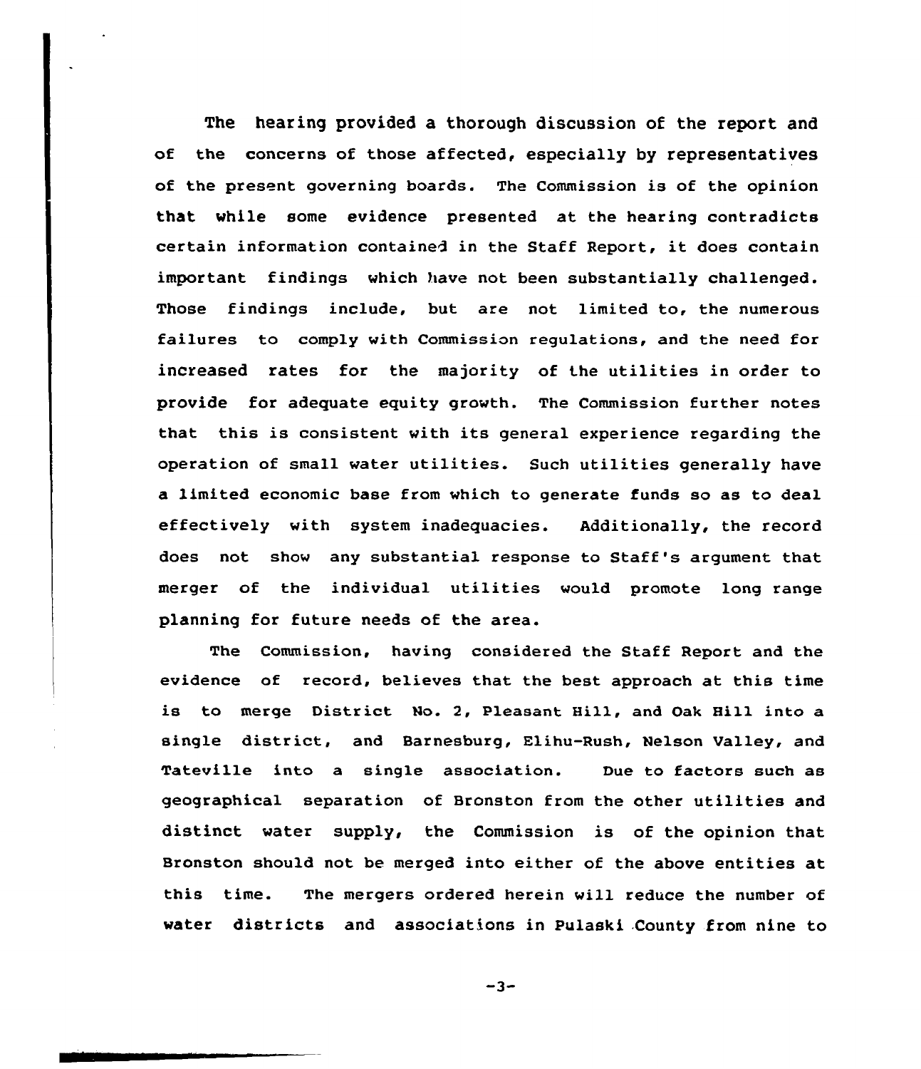The hearing provided a thorough discussion of the report and of the concerns of those affected, especially by representatives of the present governing boards. The Commission is of the opinion that while some evidence presented at the hearing contradicts certain information contained in the Staff Report, it does contain important findings which have not been substantially challenged. Those findings include, but are not limited to, the numerous failures to comply with Commission regulations, and the need for increased rates for the majority of the utilities in order to provide for adequate equity growth. The Commission further notes that this is consistent with its general experience regarding the operation of small water utilities. Such utilities generally have a limited economic base from which to generate funds so as to deal effectively with system inadequacies. Additionally, the record does not show any substantial response to Staff's argument that merger of the individual utilities would promote long range planning for future needs of the area.

The Commission, having considered the Staff Report and the evidence of record, believes that the best approach at this time is to merge District No. 2, Pleasant Hill, and Oak Hill into a single district, and Barnesburg, Elihu-Rush, Nelson Valley, and Tateville into a single association. Due to factors such as geographical separation of Bronston from the other utilities and distinct water supply, the Commission is of the opinion that Bronston should not be merged into either of the above entities at this time. The mergers ordered herein will reduce the number of water districts and associations in Pulaski County from nine to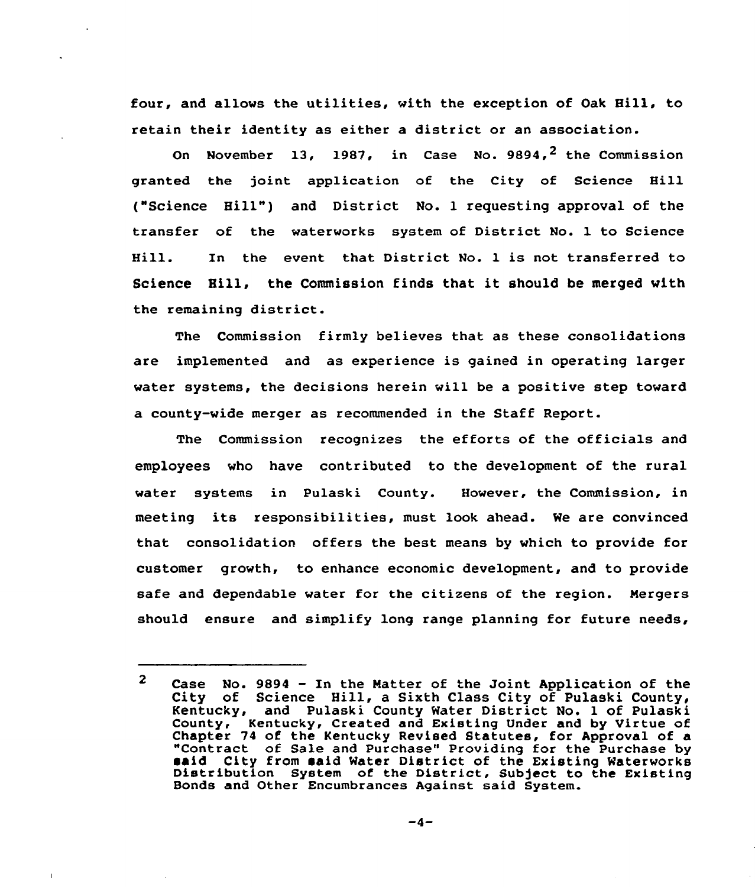four, and allows the utilities, with the exception of Oak Hill, to retain their identity as either a district or an association.

On November 13, 1987, in Case No. 9894,[2] the Commission granted the joint application of the City of Science Hill ("Science Hill") and District No. 1 requesting approval of the transfer of the waterworks system of District No. 1 to Science Hill. In the event that District No. 1 is not transferred to Science Hill, the Commission finds that it should be merged with the remaining district.

The Commission firmly believes that as these consolidations are implemented and as experience is gained in operating larger water systems, the decisions herein will be a positive step toward a county-wide merger as recommended in the Staff Report.

The Commission recognizes the efforts of the officials and employees who have contributed to the development of the rural water systems in Pulaski County. However, the Commission, in meeting its responsibilities, must look ahead. We are convinced that consolidation offers the best means by which to provide for customer growth, to enhance economic development, and to provide safe and dependable water for the citizens of the region. Mergers should ensure and simplify long range planning for future needs,

---

[2] Case No. 9894 - In the Matter of the Joint Application of the City of Science Hill, a Sixth Class City of Pulaski County, Kentucky, and Pulaski County Water District No. 1 of Pulaski County, Kentucky, Created and Existing Under and by Virtue of Chapter 74 of the Kentucky Revised Statutes, for Approval of a "Contract of Sale and Purchase" Providing for the Purchase by said City from said Water District of the Existing Waterworks Distribution System of the District, Subject to the Existing Bonds and Other Encumbrances Against said System.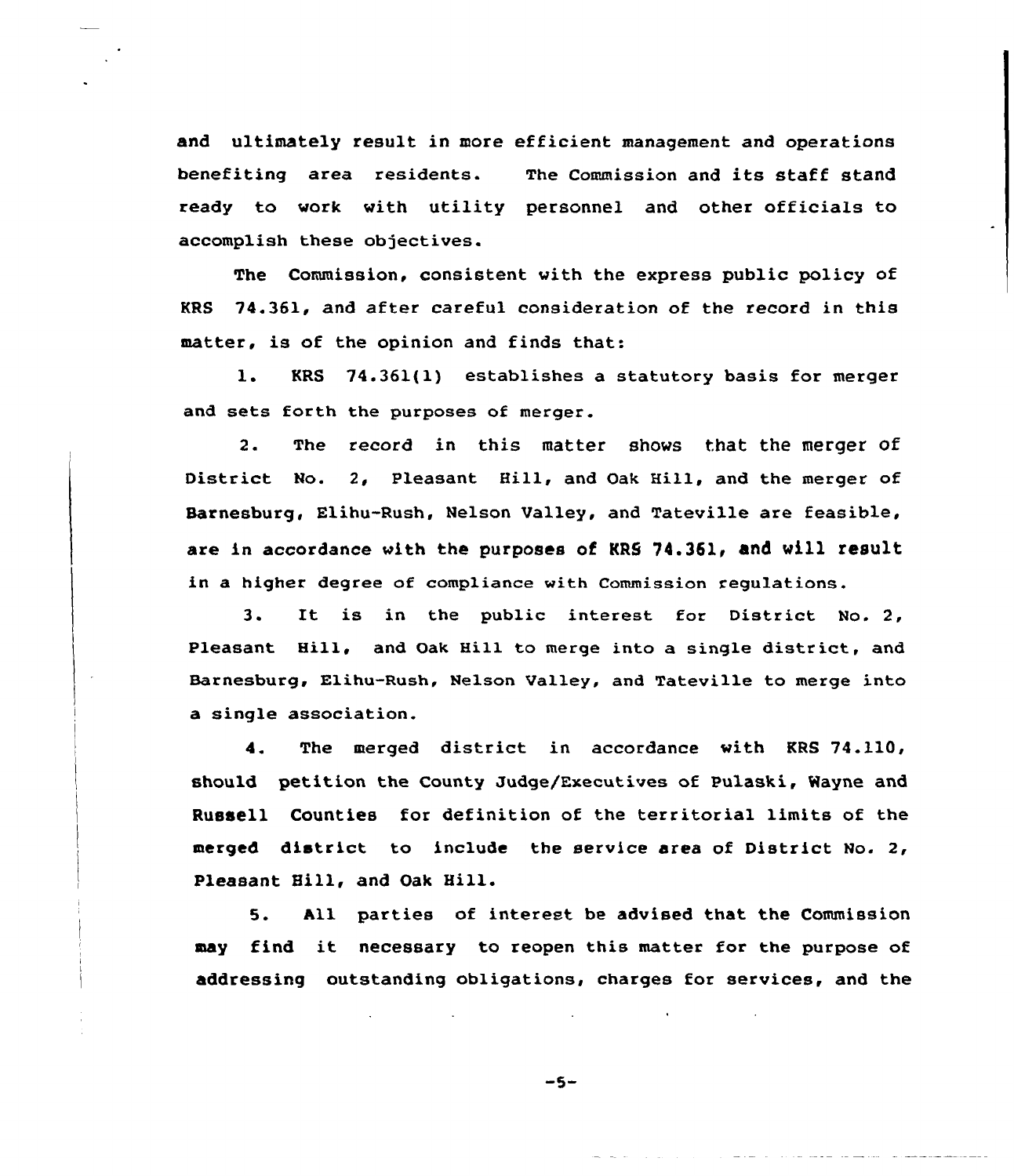and ultimately result in more efficient management and operations benefiting area residents. The Commission and its staff stand ready to work with utility personnel and other officials to accomplish these objectives.

The Commission, consistent with the express public policy of KRS 74.361, and after careful consideration of the record in this matter, is of the opinion and finds that:

1. KRS 74.361(1) establishes a statutory basis for merger and sets forth the purposes of merger.

2. The record in this matter shows that the merger of District No. 2, Pleasant Hill, and Oak Hill, and the merger of Barnesburg, Elihu-Rush, Nelson Valley, and Tateville are feasible, are in accordance with the purposes of KRS 74.361, and will result in a higher degree of compliance with Commission regulations.

3. It is in the public interest for District No. 2, Pleasant Hill, and Oak Hill to merge into a single district, and Barnesburg, Elihu-Rush, Nelson Valley, and Tateville to merge into a single association.

4. The merged district in accordance with KRS 74.110, should petition the County Judge/Executives of Pulaski, Wayne and Russell Counties for definition of the territorial limits of the merged district to include the service area of District No. 2, Pleasant Hill, and Oak Hill.

5. All parties of interest be advised that the Commission may find it necessary to reopen this matter for the purpose of addressing outstanding obligations, charges for services, and the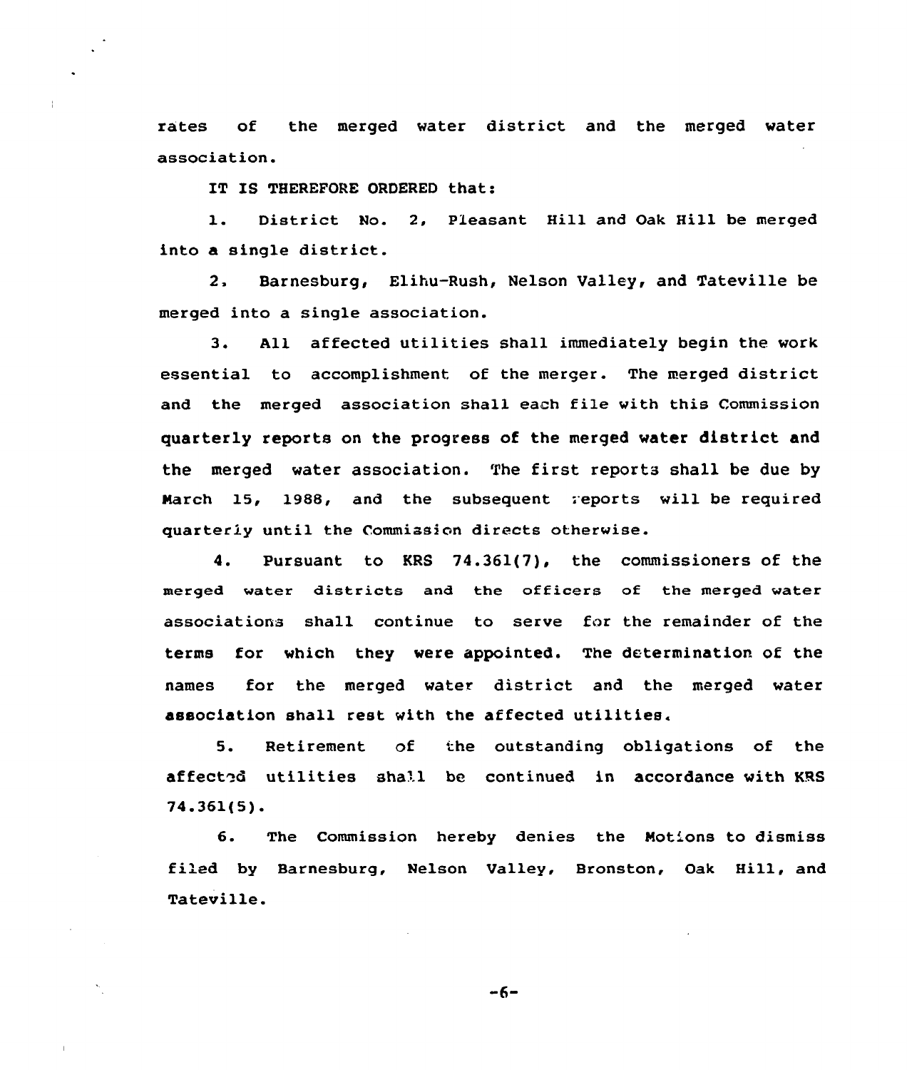rates of the merged water district and the merged water association.

IT IS THEREFORE ORDERED that:

1. District No. 2, Pleasant Hill and Oak Hill be merged into a single district.

2. Barnesburg, Elihu-Rush, Nelson Valley, and Tateville be merged into a single association.

3. All affected utilities shall immediately begin the work essential to accomplishment of the merger. The merged district and the merged association shall each file with this Commission quarterly reports on the progress of the merged water district and the merged water association. The first reports shall be due by March 15, 1988, and the subsequent reports will be required quarterly until the Commission directs otherwise.

4. Pursuant to KRS 74.361(7), the commissioners of the merged water districts and the officers of the merged water associations shall continue to serve for the remainder of the terms for which they were appointed. The determination of the names for the merged water district and the merged water association shall rest with the affected utilities.

5. Retirement of the outstanding obligations of the affected utilities shall be continued in accordance with KRS 74.361(5).

6. The Commission hereby denies the Motions to dismiss filed by Barnesburg, Nelson Valley, Bronston, Oak Hill, and Tateville.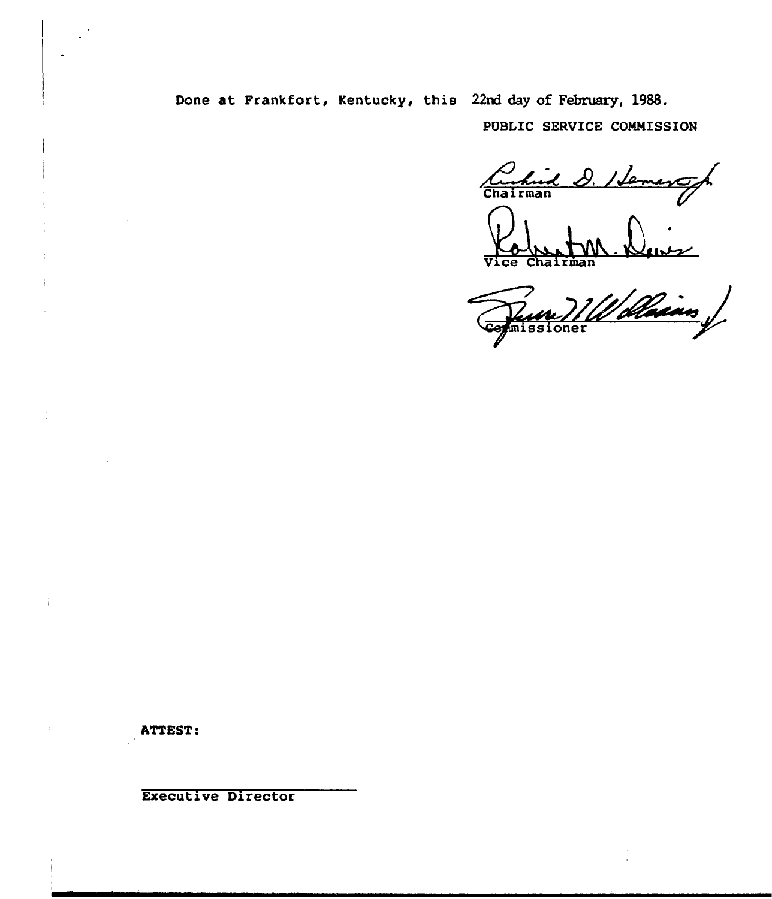Done at Frankfort, Kentucky, this 22nd day of February, 1988.

PUBLIC SERVICE COMMISSION

Chairman

Vice Chairman

Commissioner

ATTEST:

Executive Director